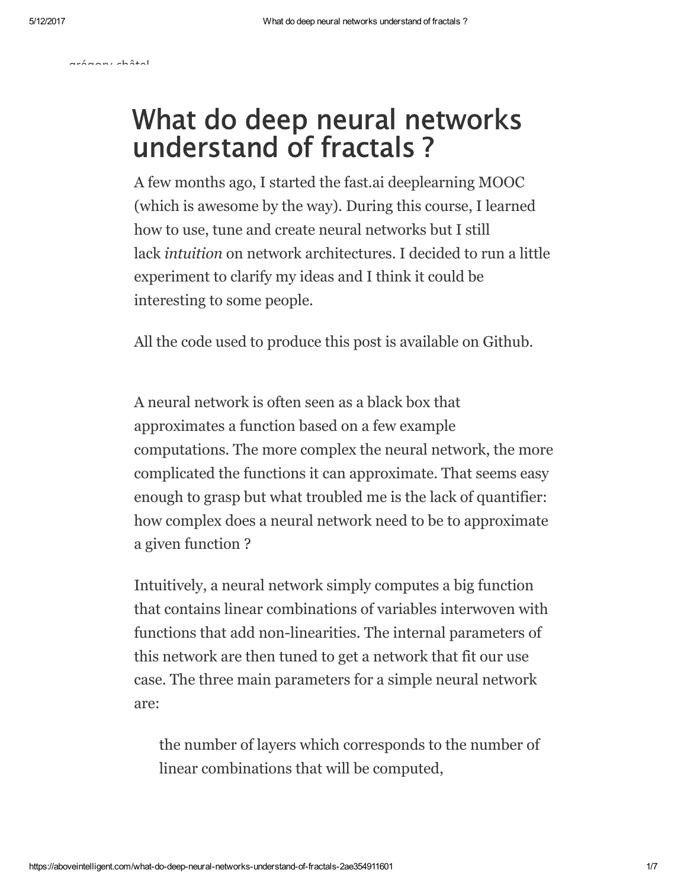grégory châtel

# What do deep neural networks understand of fractals ?

A few months ago, I started the fast.ai deeplearning MOOC (which is awesome by the way). During this course, I learned how to use, tune and create neural networks but I still lack *intuition* on network architectures. I decided to run a little experiment to clarify my ideas and I think it could be interesting to some people.

All the code used to produce this post is available on Github.

A neural network is often seen as a black box that approximates a function based on a few example computations. The more complex the neural network, the more complicated the functions it can approximate. That seems easy enough to grasp but what troubled me is the lack of quantifier: how complex does a neural network need to be to approximate a given function ?

Intuitively, a neural network simply computes a big function that contains linear combinations of variables interwoven with functions that add non-linearities. The internal parameters of this network are then tuned to get a network that fit our use case. The three main parameters for a simple neural network are:

- the number of layers which corresponds to the number of linear combinations that will be computed,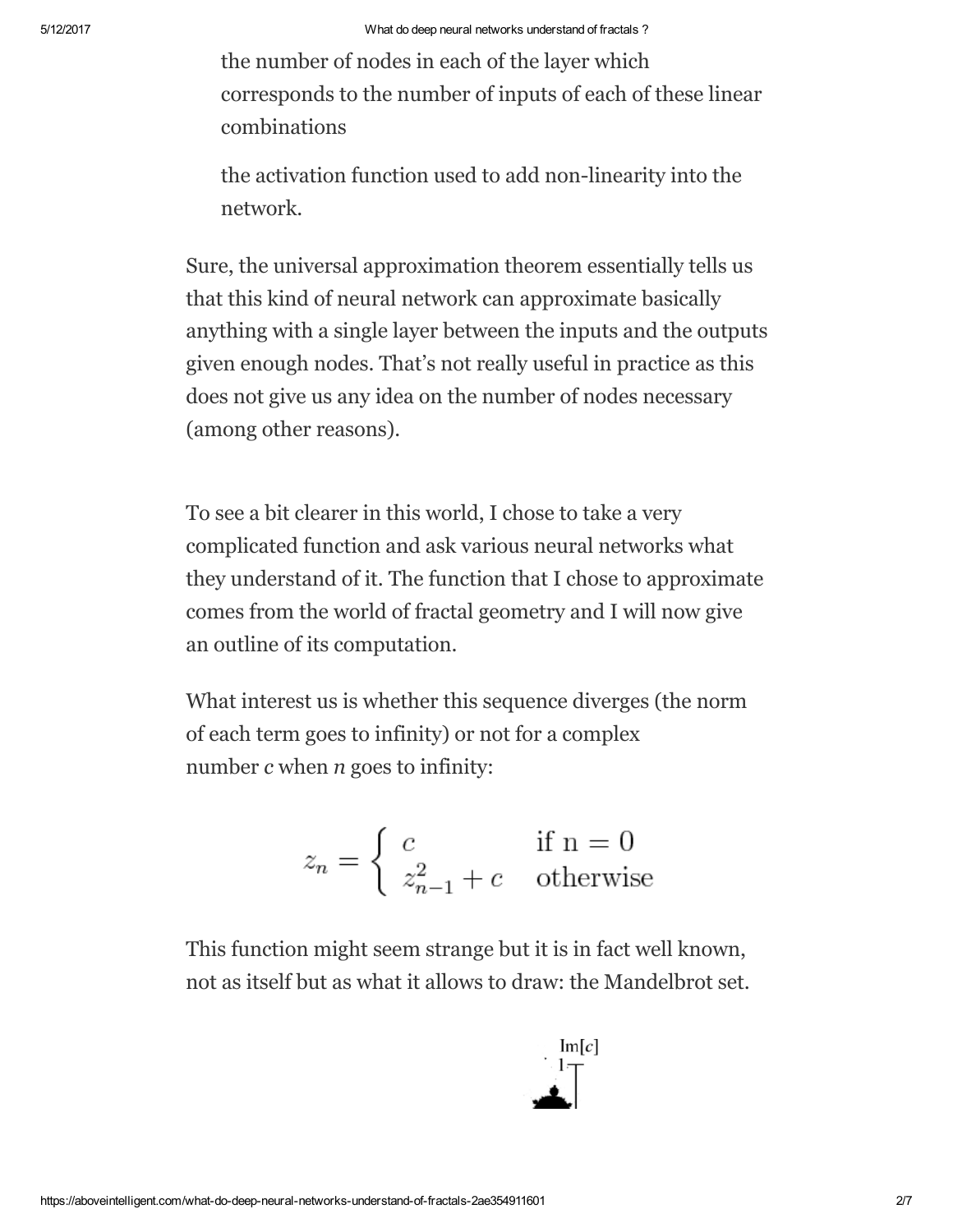the number of nodes in each of the layer which corresponds to the number of inputs of each of these linear combinations

the activation function used to add non-linearity into the network.

Sure, the universal approximation theorem essentially tells us that this kind of neural network can approximate basically anything with a single layer between the inputs and the outputs given enough nodes. That's not really useful in practice as this does not give us any idea on the number of nodes necessary (among other reasons).

To see a bit clearer in this world, I chose to take a very complicated function and ask various neural networks what they understand of it. The function that I chose to approximate comes from the world of fractal geometry and I will now give an outline of its computation.

What interest us is whether this sequence diverges (the norm of each term goes to infinity) or not for a complex number *c* when *n* goes to infinity:

$$z_n = \begin{cases} c & \text{if n = 0} \\ z_{n-1}^2 + c & \text{otherwise} \end{cases}$$

This function might seem strange but it is in fact well known, not as itself but as what it allows to draw: the Mandelbrot set.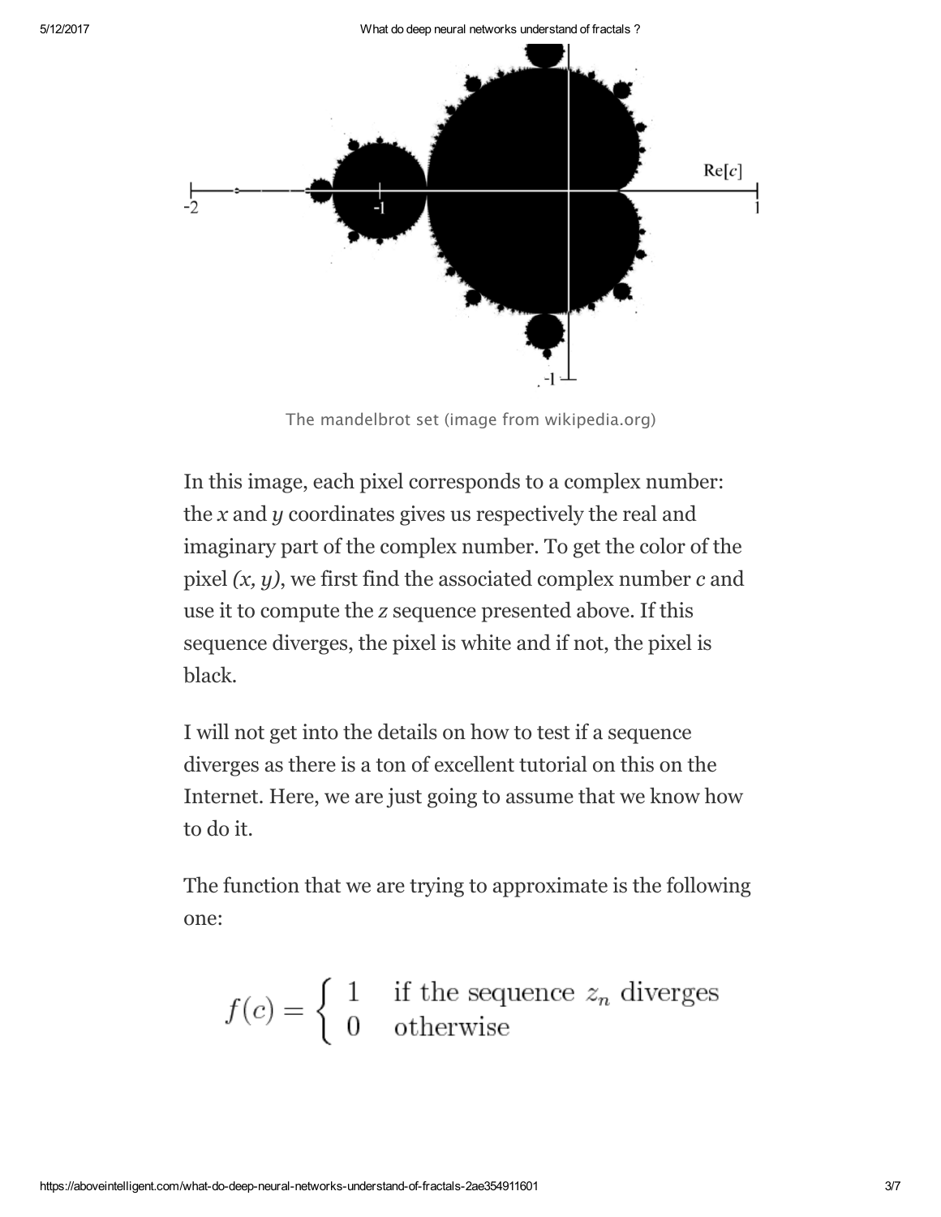The mandelbrot set (image from wikipedia.org)

In this image, each pixel corresponds to a complex number: the *x* and *y* coordinates gives us respectively the real and imaginary part of the complex number. To get the color of the pixel *(x, y)*, we first find the associated complex number *c* and use it to compute the *z* sequence presented above. If this sequence diverges, the pixel is white and if not, the pixel is black.

I will not get into the details on how to test if a sequence diverges as there is a ton of excellent tutorial on this on the Internet. Here, we are just going to assume that we know how to do it.

The function that we are trying to approximate is the following one:

$$f(c) = \begin{cases} 1 & \text{if the sequence } z_n \text{ diverges} \\ 0 & \text{otherwise} \end{cases}$$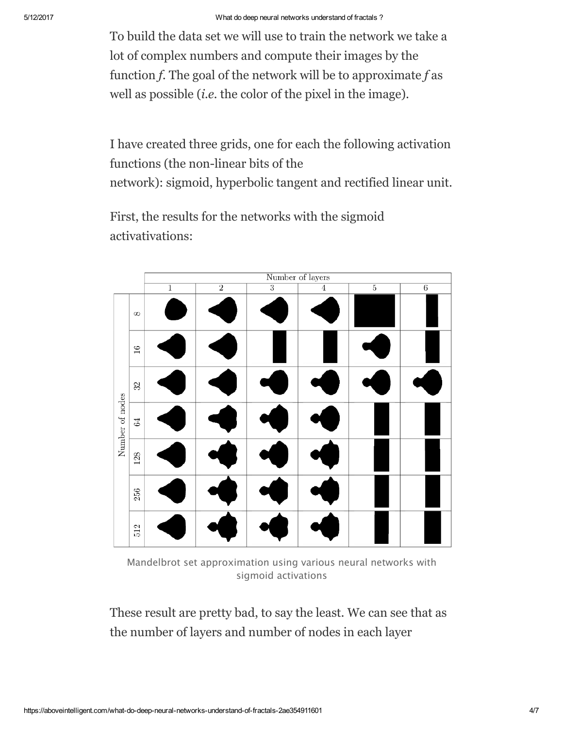To build the data set we will use to train the network we take a lot of complex numbers and compute their images by the function *f*. The goal of the network will be to approximate *f* as well as possible (*i.e*. the color of the pixel in the image).

I have created three grids, one for each the following activation functions (the non-linear bits of the network): sigmoid, hyperbolic tangent and rectified linear unit.

First, the results for the networks with the sigmoid activativations:

Mandelbrot set approximation using various neural networks with sigmoid activations

These result are pretty bad, to say the least. We can see that as the number of layers and number of nodes in each layer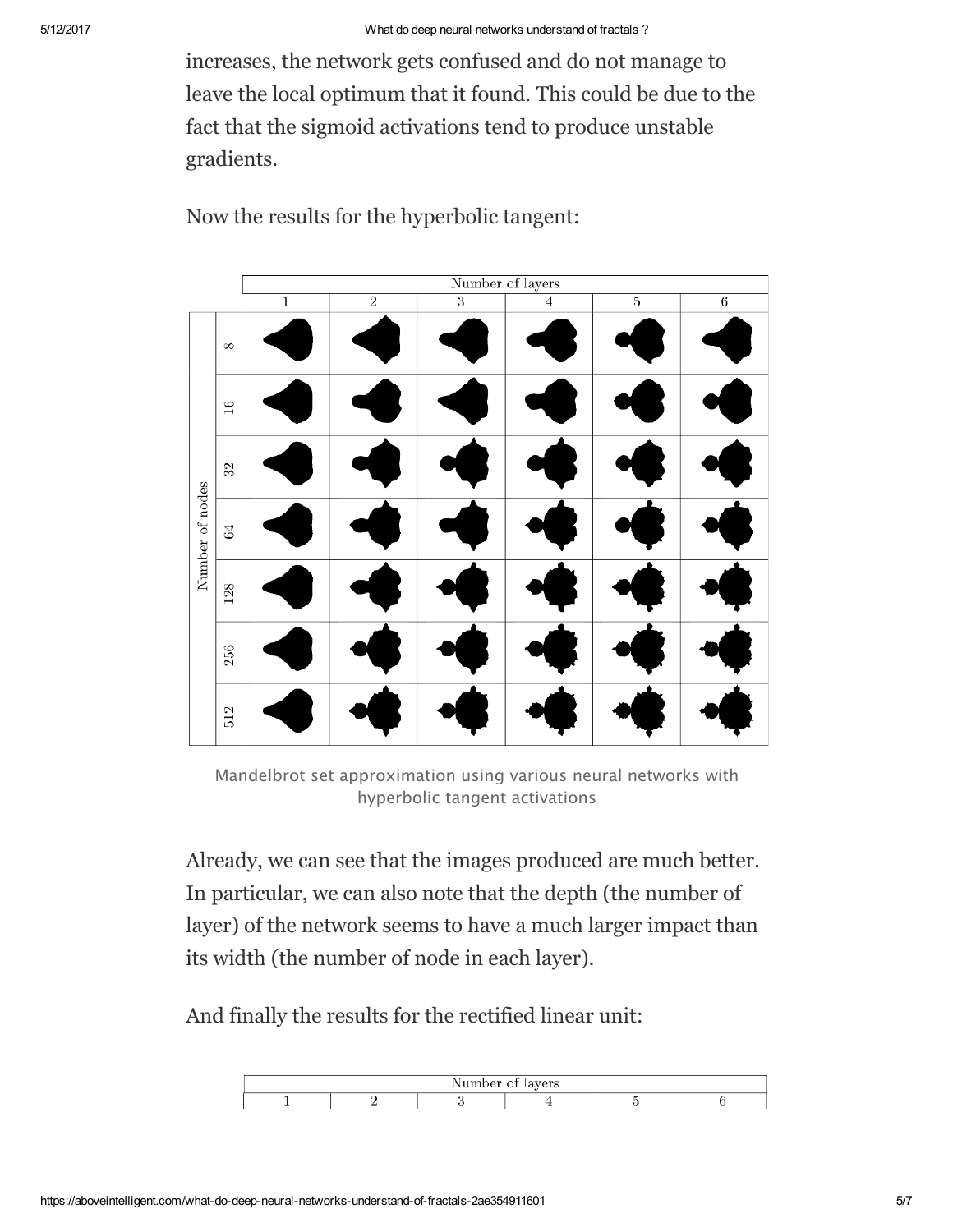increases, the network gets confused and do not manage to leave the local optimum that it found. This could be due to the fact that the sigmoid activations tend to produce unstable gradients.

Now the results for the hyperbolic tangent:

Mandelbrot set approximation using various neural networks with hyperbolic tangent activations

Already, we can see that the images produced are much better. In particular, we can also note that the depth (the number of layer) of the network seems to have a much larger impact than its width (the number of node in each layer).

And finally the results for the rectified linear unit: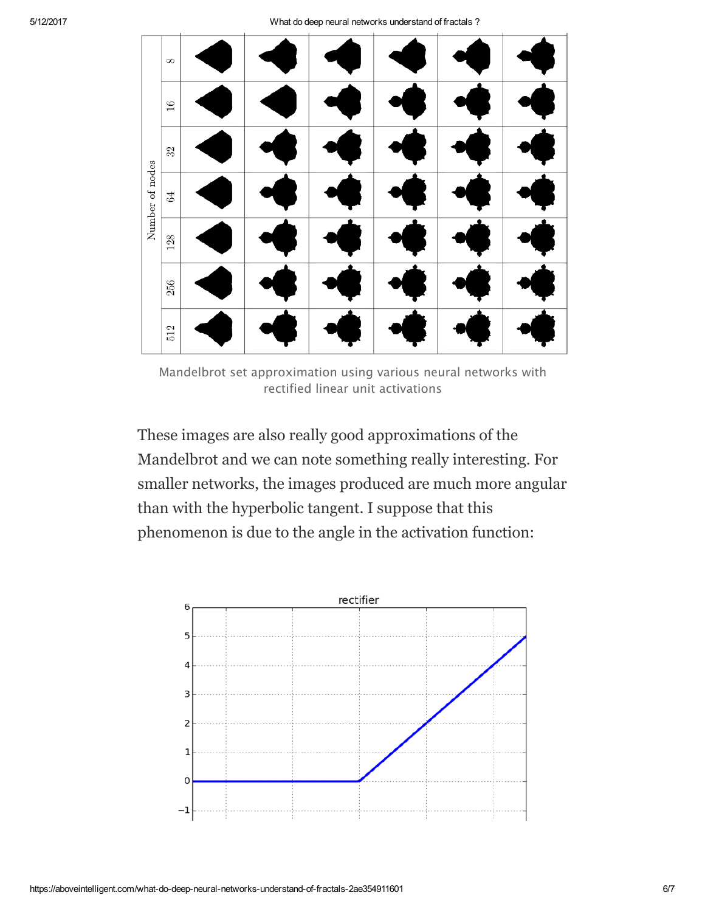Mandelbrot set approximation using various neural networks with rectified linear unit activations

These images are also really good approximations of the Mandelbrot and we can note something really interesting. For smaller networks, the images produced are much more angular than with the hyperbolic tangent. I suppose that this phenomenon is due to the angle in the activation function: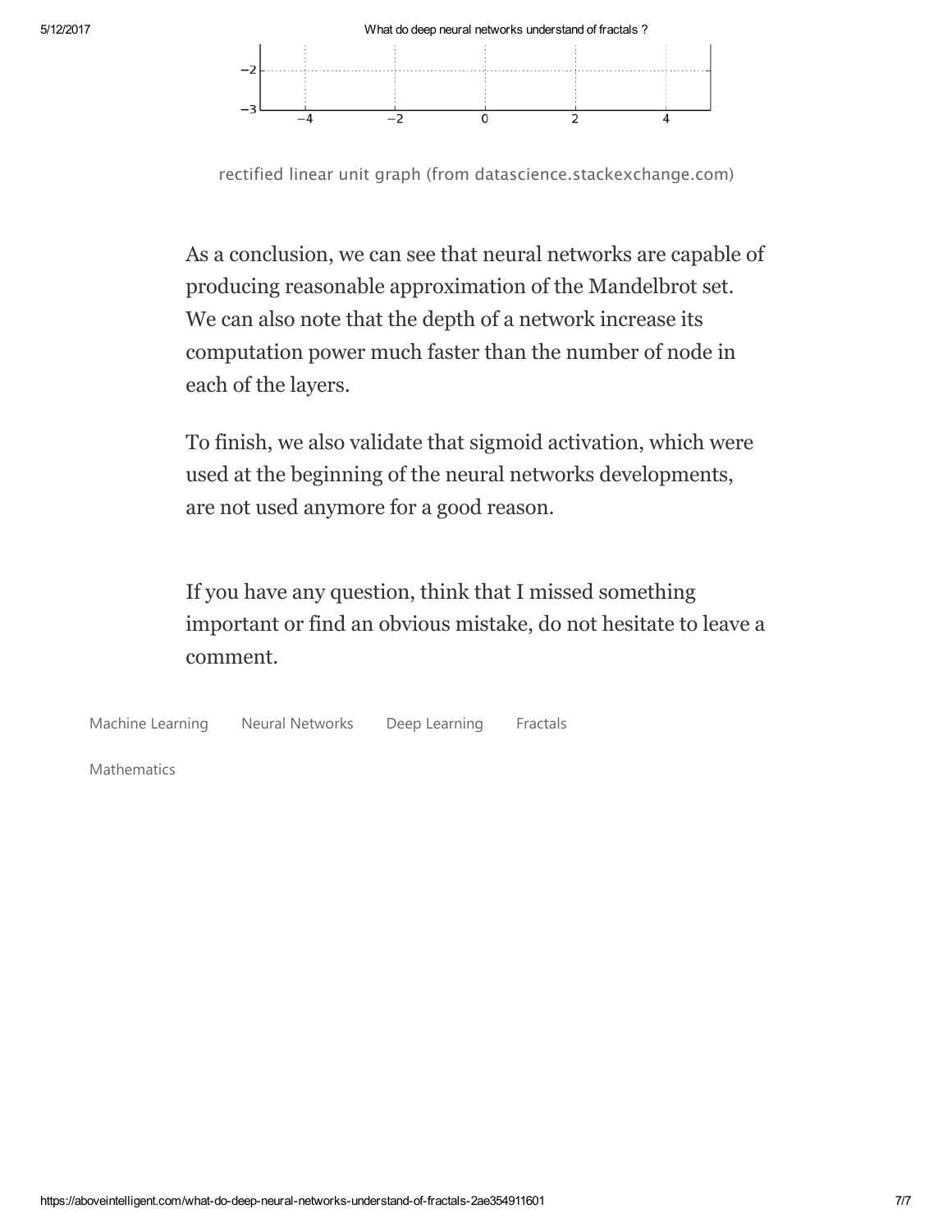−2

−3

−4 −2 0 2 4

rectified linear unit graph (from datascience.stackexchange.com)

As a conclusion, we can see that neural networks are capable of producing reasonable approximation of the Mandelbrot set. We can also note that the depth of a network increase its computation power much faster than the number of node in each of the layers.

To finish, we also validate that sigmoid activation, which were used at the beginning of the neural networks developments, are not used anymore for a good reason.

If you have any question, think that I missed something important or find an obvious mistake, do not hesitate to leave a comment.

Machine Learning Neural Networks Deep Learning Fractals

Mathematics